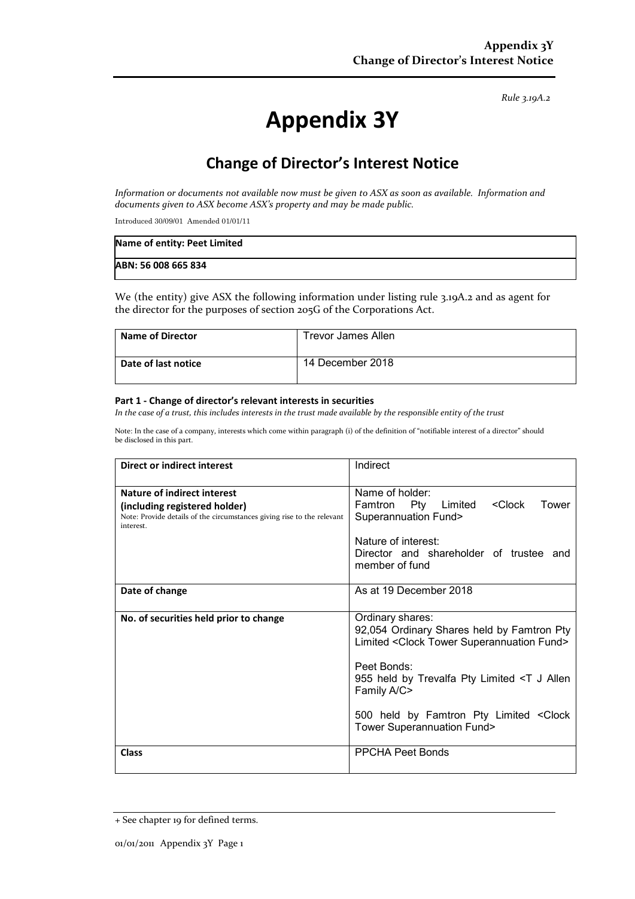*Rule 3.19A.2*

# Appendix 3Y

## Change of Director's Interest Notice

*Information or documents not available now must be given to ASX as soon as available. Information and documents given to ASX become ASX's property and may be made public.*

Introduced 30/09/01 Amended 01/01/11

| **Name of entity: Peet Limited** |
|---|
| **ABN: 56 008 665 834** |

We (the entity) give ASX the following information under listing rule 3.19A.2 and as agent for the director for the purposes of section 205G of the Corporations Act.

| **Name of Director** | Trevor James Allen |
|---|---|
| **Date of last notice** | 14 December 2018 |

#### Part 1 - Change of director's relevant interests in securities

*In the case of a trust, this includes interests in the trust made available by the responsible entity of the trust*

Note: In the case of a company, interests which come within paragraph (i) of the definition of "notifiable interest of a director" should be disclosed in this part.

| **Direct or indirect interest** | Indirect |
|---|---|
| **Nature of indirect interest (including registered holder)**<br>Note: Provide details of the circumstances giving rise to the relevant interest. | Name of holder:<br>Famtron Pty Limited <Clock Tower Superannuation Fund><br><br>Nature of interest:<br>Director and shareholder of trustee and member of fund |
| **Date of change** | As at 19 December 2018 |
| **No. of securities held prior to change** | Ordinary shares:<br>92,054 Ordinary Shares held by Famtron Pty Limited <Clock Tower Superannuation Fund><br><br>Peet Bonds:<br>955 held by Trevalfa Pty Limited <T J Allen Family A/C><br><br>500 held by Famtron Pty Limited <Clock Tower Superannuation Fund> |
| **Class** | PPCHA Peet Bonds |

+ See chapter 19 for defined terms.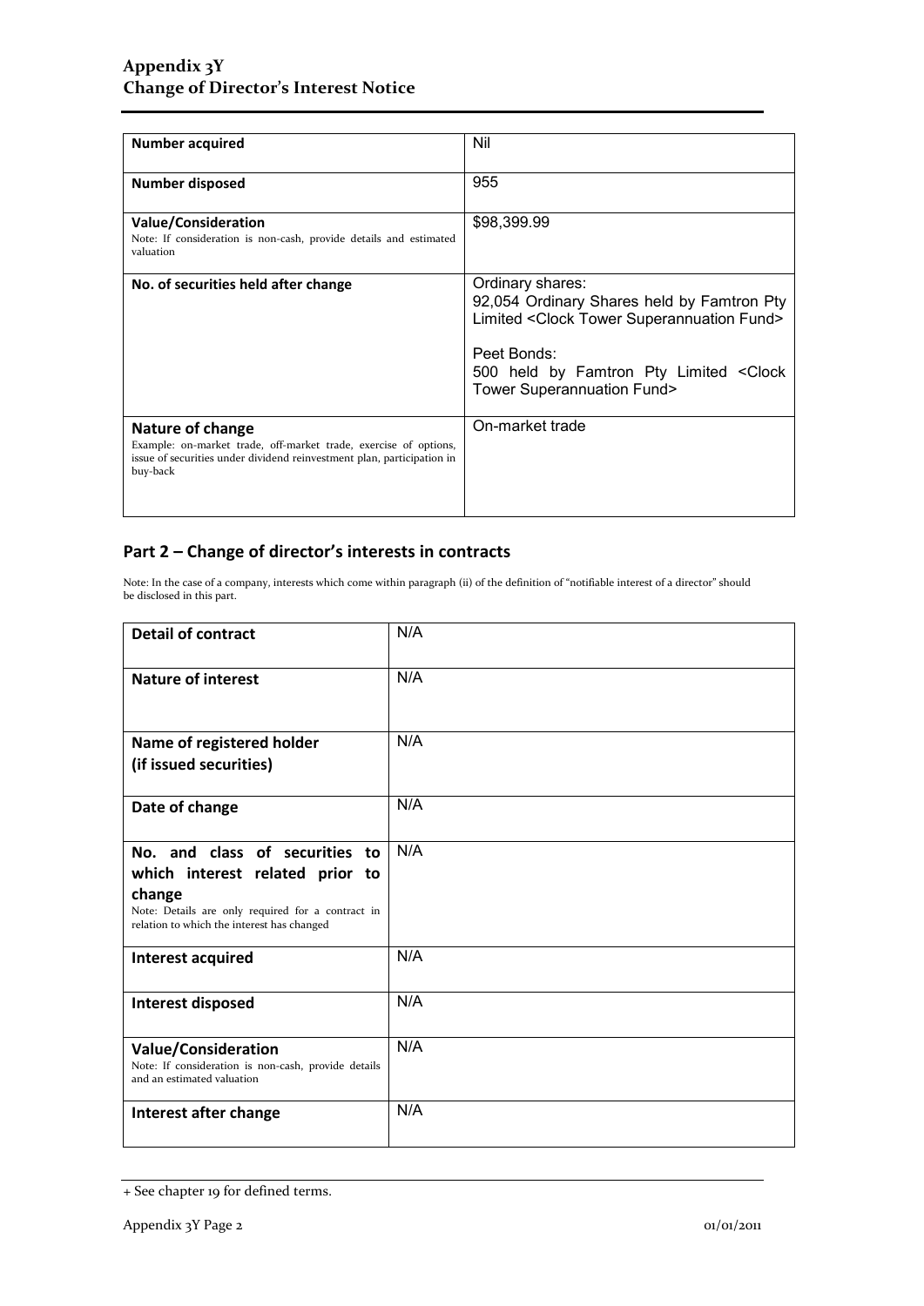| Number acquired | Nil |
| --- | --- |
| **Number disposed** | 955 |
| **Value/Consideration**<br>Note: If consideration is non-cash, provide details and estimated valuation | $98,399.99 |
| **No. of securities held after change** | Ordinary shares:<br>92,054 Ordinary Shares held by Famtron Pty Limited <Clock Tower Superannuation Fund><br><br>Peet Bonds:<br>500 held by Famtron Pty Limited <Clock Tower Superannuation Fund> |
| **Nature of change**<br>Example: on-market trade, off-market trade, exercise of options, issue of securities under dividend reinvestment plan, participation in buy-back | On-market trade |

## Part 2 – Change of director's interests in contracts

Note: In the case of a company, interests which come within paragraph (ii) of the definition of "notifiable interest of a director" should be disclosed in this part.

| Detail of contract | N/A |
| --- | --- |
| **Nature of interest** | N/A |
| **Name of registered holder (if issued securities)** | N/A |
| **Date of change** | N/A |
| **No. and class of securities to which interest related prior to change**<br>Note: Details are only required for a contract in relation to which the interest has changed | N/A |
| **Interest acquired** | N/A |
| **Interest disposed** | N/A |
| **Value/Consideration**<br>Note: If consideration is non-cash, provide details and an estimated valuation | N/A |
| **Interest after change** | N/A |

+ See chapter 19 for defined terms.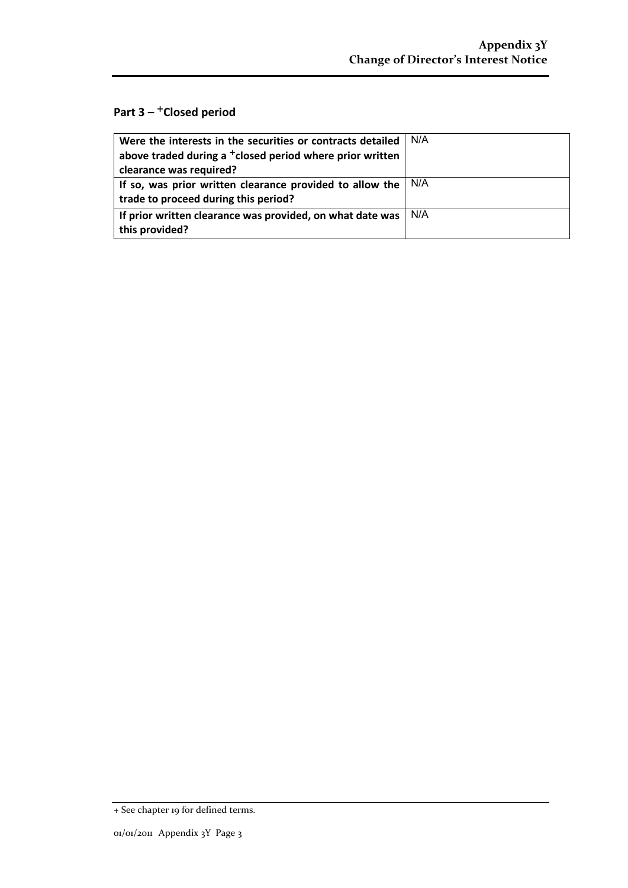## Part 3 – +Closed period

| | |
|---|---|
| **Were the interests in the securities or contracts detailed above traded during a +closed period where prior written clearance was required?** | N/A |
| **If so, was prior written clearance provided to allow the trade to proceed during this period?** | N/A |
| **If prior written clearance was provided, on what date was this provided?** | N/A |

+ See chapter 19 for defined terms.